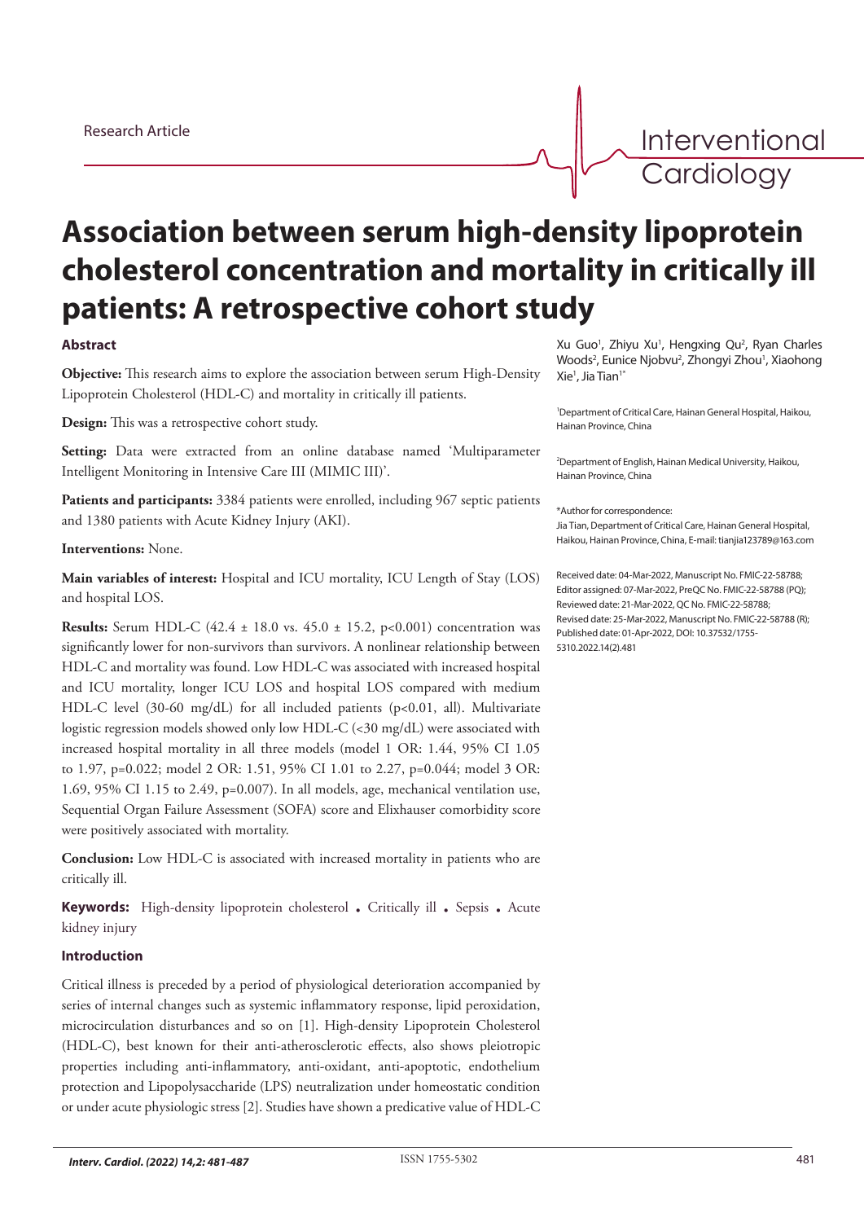Research Article

# Association between serum high-density lipoprotein cholesterol concentration and mortality in critically ill patients: A retrospective cohort study

Xu Guo[1], Zhiyu Xu[1], Hengxing Qu[2], Ryan Charles Woods[2], Eunice Njobvu[2], Zhongyi Zhou[1], Xiaohong Xie[1], Jia Tian[1*]

[1]Department of Critical Care, Hainan General Hospital, Haikou, Hainan Province, China

[2]Department of English, Hainan Medical University, Haikou, Hainan Province, China

*Author for correspondence:
Jia Tian, Department of Critical Care, Hainan General Hospital, Haikou, Hainan Province, China, E-mail: tianjia123789@163.com

Received date: 04-Mar-2022, Manuscript No. FMIC-22-58788; Editor assigned: 07-Mar-2022, PreQC No. FMIC-22-58788 (PQ); Reviewed date: 21-Mar-2022, QC No. FMIC-22-58788; Revised date: 25-Mar-2022, Manuscript No. FMIC-22-58788 (R); Published date: 01-Apr-2022, DOI: 10.37532/1755-5310.2022.14(2).481

### Abstract

**Objective:** This research aims to explore the association between serum High-Density Lipoprotein Cholesterol (HDL-C) and mortality in critically ill patients.

**Design:** This was a retrospective cohort study.

**Setting:** Data were extracted from an online database named 'Multiparameter Intelligent Monitoring in Intensive Care III (MIMIC III)'.

**Patients and participants:** 3384 patients were enrolled, including 967 septic patients and 1380 patients with Acute Kidney Injury (AKI).

**Interventions:** None.

**Main variables of interest:** Hospital and ICU mortality, ICU Length of Stay (LOS) and hospital LOS.

**Results:** Serum HDL-C (42.4 ± 18.0 vs. 45.0 ± 15.2, $p<0.001$) concentration was significantly lower for non-survivors than survivors. A nonlinear relationship between HDL-C and mortality was found. Low HDL-C was associated with increased hospital and ICU mortality, longer ICU LOS and hospital LOS compared with medium HDL-C level (30-60 mg/dL) for all included patients ($p<0.01$, all). Multivariate logistic regression models showed only low HDL-C (<30 mg/dL) were associated with increased hospital mortality in all three models (model 1 OR: 1.44, 95% CI 1.05 to 1.97, $p=0.022$; model 2 OR: 1.51, 95% CI 1.01 to 2.27, $p=0.044$; model 3 OR: 1.69, 95% CI 1.15 to 2.49, $p=0.007$). In all models, age, mechanical ventilation use, Sequential Organ Failure Assessment (SOFA) score and Elixhauser comorbidity score were positively associated with mortality.

**Conclusion:** Low HDL-C is associated with increased mortality in patients who are critically ill.

**Keywords:** High-density lipoprotein cholesterol • Critically ill • Sepsis • Acute kidney injury

### Introduction

Critical illness is preceded by a period of physiological deterioration accompanied by series of internal changes such as systemic inflammatory response, lipid peroxidation, microcirculation disturbances and so on [1]. High-density Lipoprotein Cholesterol (HDL-C), best known for their anti-atherosclerotic effects, also shows pleiotropic properties including anti-inflammatory, anti-oxidant, anti-apoptotic, endothelium protection and Lipopolysaccharide (LPS) neutralization under homeostatic condition or under acute physiologic stress [2]. Studies have shown a predicative value of HDL-C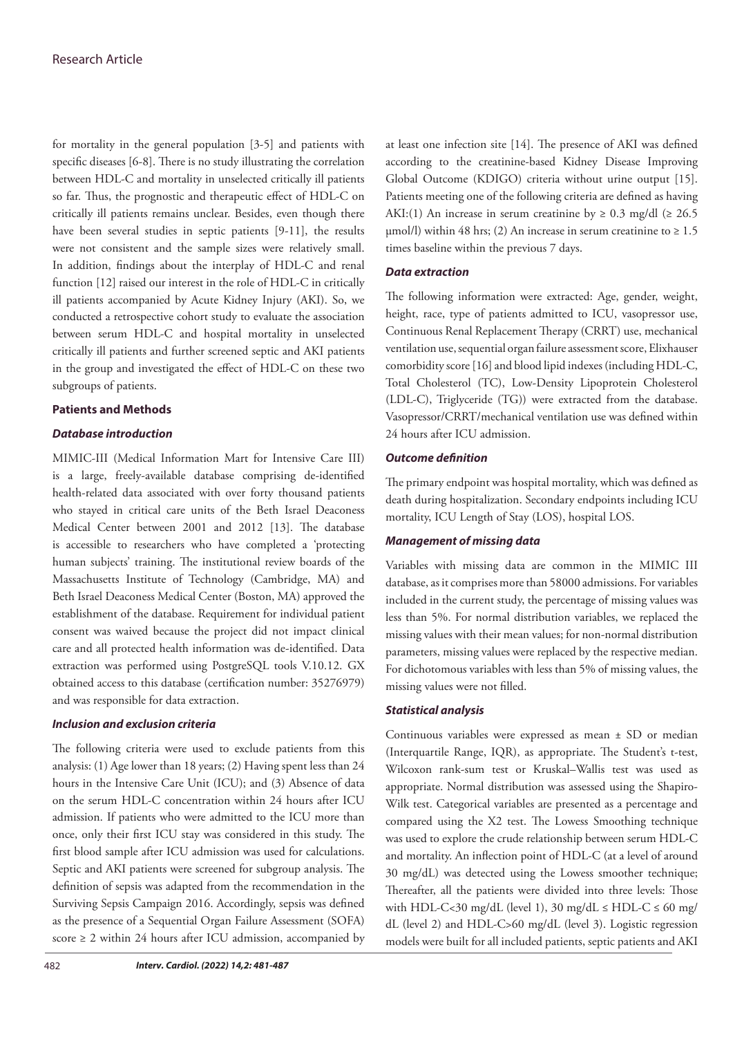for mortality in the general population [3-5] and patients with specific diseases [6-8]. There is no study illustrating the correlation between HDL-C and mortality in unselected critically ill patients so far. Thus, the prognostic and therapeutic effect of HDL-C on critically ill patients remains unclear. Besides, even though there have been several studies in septic patients [9-11], the results were not consistent and the sample sizes were relatively small. In addition, findings about the interplay of HDL-C and renal function [12] raised our interest in the role of HDL-C in critically ill patients accompanied by Acute Kidney Injury (AKI). So, we conducted a retrospective cohort study to evaluate the association between serum HDL-C and hospital mortality in unselected critically ill patients and further screened septic and AKI patients in the group and investigated the effect of HDL-C on these two subgroups of patients.

## Patients and Methods

### *Database introduction*

MIMIC-III (Medical Information Mart for Intensive Care III) is a large, freely-available database comprising de-identified health-related data associated with over forty thousand patients who stayed in critical care units of the Beth Israel Deaconess Medical Center between 2001 and 2012 [13]. The database is accessible to researchers who have completed a 'protecting human subjects' training. The institutional review boards of the Massachusetts Institute of Technology (Cambridge, MA) and Beth Israel Deaconess Medical Center (Boston, MA) approved the establishment of the database. Requirement for individual patient consent was waived because the project did not impact clinical care and all protected health information was de-identified. Data extraction was performed using PostgreSQL tools V.10.12. GX obtained access to this database (certification number: 35276979) and was responsible for data extraction.

### *Inclusion and exclusion criteria*

The following criteria were used to exclude patients from this analysis: (1) Age lower than 18 years; (2) Having spent less than 24 hours in the Intensive Care Unit (ICU); and (3) Absence of data on the serum HDL-C concentration within 24 hours after ICU admission. If patients who were admitted to the ICU more than once, only their first ICU stay was considered in this study. The first blood sample after ICU admission was used for calculations. Septic and AKI patients were screened for subgroup analysis. The definition of sepsis was adapted from the recommendation in the Surviving Sepsis Campaign 2016. Accordingly, sepsis was defined as the presence of a Sequential Organ Failure Assessment (SOFA) score ≥ 2 within 24 hours after ICU admission, accompanied by at least one infection site [14]. The presence of AKI was defined according to the creatinine-based Kidney Disease Improving Global Outcome (KDIGO) criteria without urine output [15]. Patients meeting one of the following criteria are defined as having AKI:(1) An increase in serum creatinine by ≥ 0.3 mg/dl (≥ 26.5 µmol/l) within 48 hrs; (2) An increase in serum creatinine to ≥ 1.5 times baseline within the previous 7 days.

### *Data extraction*

The following information were extracted: Age, gender, weight, height, race, type of patients admitted to ICU, vasopressor use, Continuous Renal Replacement Therapy (CRRT) use, mechanical ventilation use, sequential organ failure assessment score, Elixhauser comorbidity score [16] and blood lipid indexes (including HDL-C, Total Cholesterol (TC), Low-Density Lipoprotein Cholesterol (LDL-C), Triglyceride (TG)) were extracted from the database. Vasopressor/CRRT/mechanical ventilation use was defined within 24 hours after ICU admission.

### *Outcome definition*

The primary endpoint was hospital mortality, which was defined as death during hospitalization. Secondary endpoints including ICU mortality, ICU Length of Stay (LOS), hospital LOS.

### *Management of missing data*

Variables with missing data are common in the MIMIC III database, as it comprises more than 58000 admissions. For variables included in the current study, the percentage of missing values was less than 5%. For normal distribution variables, we replaced the missing values with their mean values; for non-normal distribution parameters, missing values were replaced by the respective median. For dichotomous variables with less than 5% of missing values, the missing values were not filled.

### *Statistical analysis*

Continuous variables were expressed as mean ± SD or median (Interquartile Range, IQR), as appropriate. The Student's t-test, Wilcoxon rank-sum test or Kruskal–Wallis test was used as appropriate. Normal distribution was assessed using the Shapiro-Wilk test. Categorical variables are presented as a percentage and compared using the X2 test. The Lowess Smoothing technique was used to explore the crude relationship between serum HDL-C and mortality. An inflection point of HDL-C (at a level of around 30 mg/dL) was detected using the Lowess smoother technique; Thereafter, all the patients were divided into three levels: Those with HDL-C<30 mg/dL (level 1), 30 mg/dL ≤ HDL-C ≤ 60 mg/dL (level 2) and HDL-C>60 mg/dL (level 3). Logistic regression models were built for all included patients, septic patients and AKI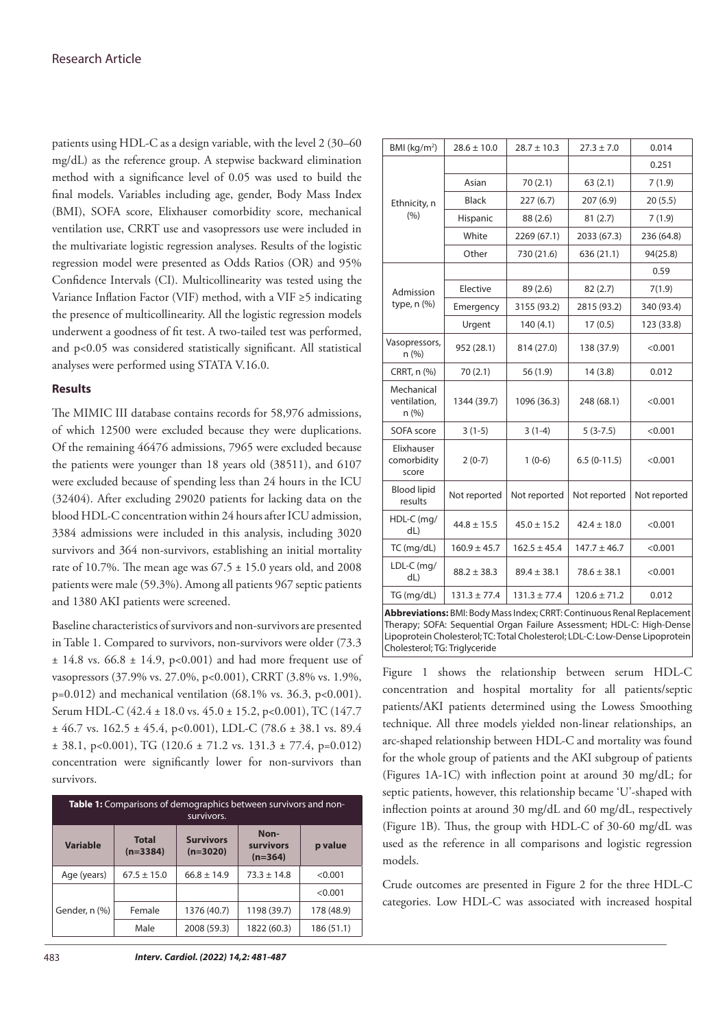patients using HDL-C as a design variable, with the level 2 (30–60 mg/dL) as the reference group. A stepwise backward elimination method with a significance level of 0.05 was used to build the final models. Variables including age, gender, Body Mass Index (BMI), SOFA score, Elixhauser comorbidity score, mechanical ventilation use, CRRT use and vasopressors use were included in the multivariate logistic regression analyses. Results of the logistic regression model were presented as Odds Ratios (OR) and 95% Confidence Intervals (CI). Multicollinearity was tested using the Variance Inflation Factor (VIF) method, with a VIF ≥5 indicating the presence of multicollinearity. All the logistic regression models underwent a goodness of fit test. A two-tailed test was performed, and $p<0.05$ was considered statistically significant. All statistical analyses were performed using STATA V.16.0.

### Results

The MIMIC III database contains records for 58,976 admissions, of which 12500 were excluded because they were duplications. Of the remaining 46476 admissions, 7965 were excluded because the patients were younger than 18 years old (38511), and 6107 were excluded because of spending less than 24 hours in the ICU (32404). After excluding 29020 patients for lacking data on the blood HDL-C concentration within 24 hours after ICU admission, 3384 admissions were included in this analysis, including 3020 survivors and 364 non-survivors, establishing an initial mortality rate of 10.7%. The mean age was 67.5 ± 15.0 years old, and 2008 patients were male (59.3%). Among all patients 967 septic patients and 1380 AKI patients were screened.

Baseline characteristics of survivors and non-survivors are presented in Table 1. Compared to survivors, non-survivors were older (73.3 ± 14.8 vs. 66.8 ± 14.9, $p<0.001$) and had more frequent use of vasopressors (37.9% vs. 27.0%, $p<0.001$), CRRT (3.8% vs. 1.9%, $p=0.012$) and mechanical ventilation (68.1% vs. 36.3, $p<0.001$). Serum HDL-C (42.4 ± 18.0 vs. 45.0 ± 15.2, $p<0.001$), TC (147.7 ± 46.7 vs. 162.5 ± 45.4, $p<0.001$), LDL-C (78.6 ± 38.1 vs. 89.4 ± 38.1, $p<0.001$), TG (120.6 ± 71.2 vs. 131.3 ± 77.4, $p=0.012$) concentration were significantly lower for non-survivors than survivors.

**Table 1:** Comparisons of demographics between survivors and non-survivors.

| Variable | | Total (n=3384) | Survivors (n=3020) | Non-survivors (n=364) | p value |
|---|---|---|---|---|---|
| Age (years) | | 67.5 ± 15.0 | 66.8 ± 14.9 | 73.3 ± 14.8 | <0.001 |
| Gender, n (%) | | | | | <0.001 |
| | Female | 1376 (40.7) | 1198 (39.7) | 178 (48.9) | |
| | Male | 2008 (59.3) | 1822 (60.3) | 186 (51.1) | |
| BMI (kg/m$^2$) | | 28.6 ± 10.0 | 28.7 ± 10.3 | 27.3 ± 7.0 | 0.014 |
| Ethnicity, n (%) | | | | | 0.251 |
| | Asian | 70 (2.1) | 63 (2.1) | 7 (1.9) | |
| | Black | 227 (6.7) | 207 (6.9) | 20 (5.5) | |
| | Hispanic | 88 (2.6) | 81 (2.7) | 7 (1.9) | |
| | White | 2269 (67.1) | 2033 (67.3) | 236 (64.8) | |
| | Other | 730 (21.6) | 636 (21.1) | 94(25.8) | |
| Admission type, n (%) | | | | | 0.59 |
| | Elective | 89 (2.6) | 82 (2.7) | 7(1.9) | |
| | Emergency | 3155 (93.2) | 2815 (93.2) | 340 (93.4) | |
| | Urgent | 140 (4.1) | 17 (0.5) | 123 (33.8) | |
| Vasopressors, n (%) | | 952 (28.1) | 814 (27.0) | 138 (37.9) | <0.001 |
| CRRT, n (%) | | 70 (2.1) | 56 (1.9) | 14 (3.8) | 0.012 |
| Mechanical ventilation, n (%) | | 1344 (39.7) | 1096 (36.3) | 248 (68.1) | <0.001 |
| SOFA score | | 3 (1-5) | 3 (1-4) | 5 (3-7.5) | <0.001 |
| Elixhauser comorbidity score | | 2 (0-7) | 1 (0-6) | 6.5 (0-11.5) | <0.001 |
| Blood lipid results | | Not reported | Not reported | Not reported | Not reported |
| HDL-C (mg/dL) | | 44.8 ± 15.5 | 45.0 ± 15.2 | 42.4 ± 18.0 | <0.001 |
| TC (mg/dL) | | 160.9 ± 45.7 | 162.5 ± 45.4 | 147.7 ± 46.7 | <0.001 |
| LDL-C (mg/dL) | | 88.2 ± 38.3 | 89.4 ± 38.1 | 78.6 ± 38.1 | <0.001 |
| TG (mg/dL) | | 131.3 ± 77.4 | 131.3 ± 77.4 | 120.6 ± 71.2 | 0.012 |

**Abbreviations:** BMI: Body Mass Index; CRRT: Continuous Renal Replacement Therapy; SOFA: Sequential Organ Failure Assessment; HDL-C: High-Dense Lipoprotein Cholesterol; TC: Total Cholesterol; LDL-C: Low-Dense Lipoprotein Cholesterol; TG: Triglyceride

Figure 1 shows the relationship between serum HDL-C concentration and hospital mortality for all patients/septic patients/AKI patients determined using the Lowess Smoothing technique. All three models yielded non-linear relationships, an arc-shaped relationship between HDL-C and mortality was found for the whole group of patients and the AKI subgroup of patients (Figures 1A-1C) with inflection point at around 30 mg/dL; for septic patients, however, this relationship became 'U'-shaped with inflection points at around 30 mg/dL and 60 mg/dL, respectively (Figure 1B). Thus, the group with HDL-C of 30-60 mg/dL was used as the reference in all comparisons and logistic regression models.

Crude outcomes are presented in Figure 2 for the three HDL-C categories. Low HDL-C was associated with increased hospital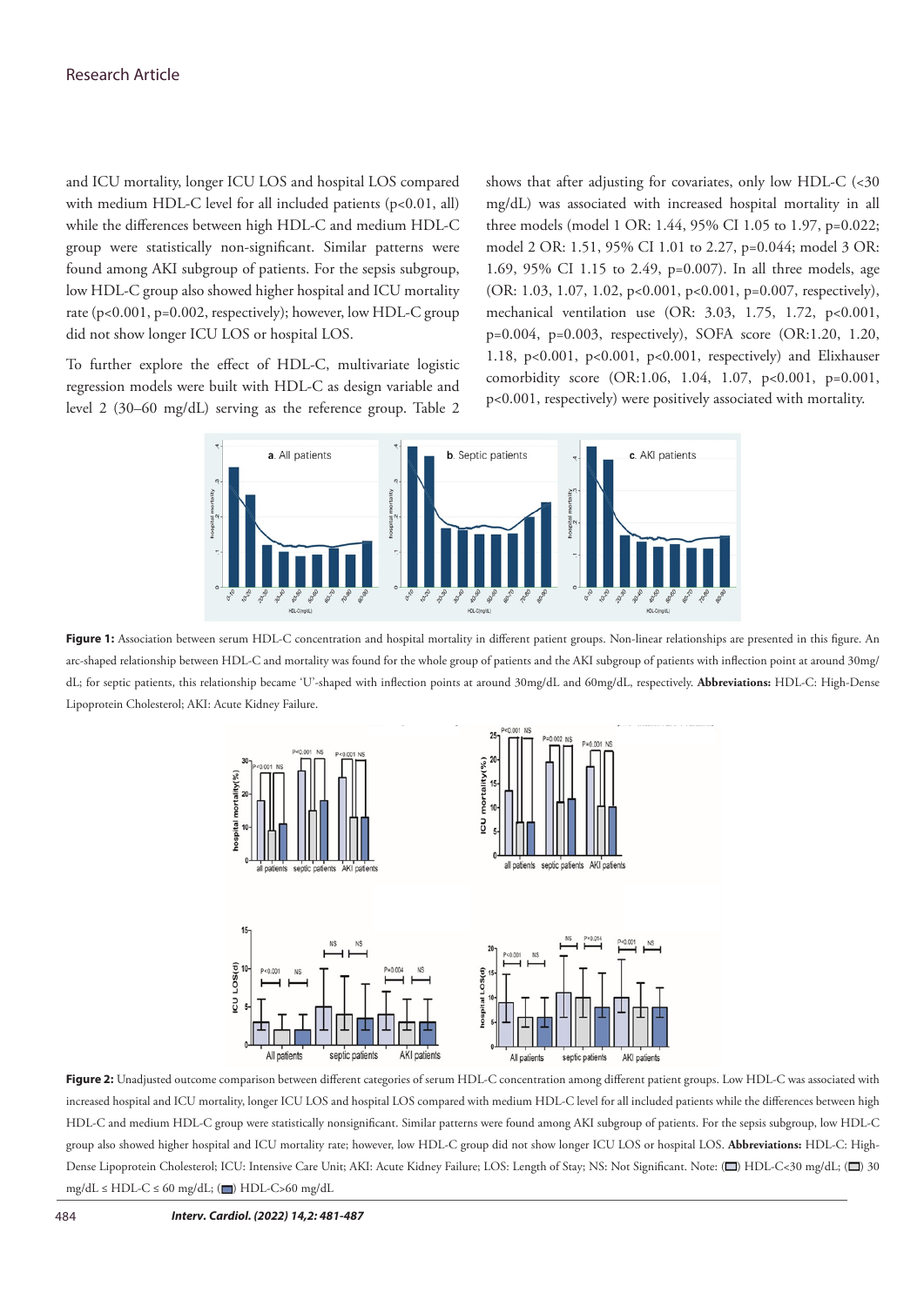and ICU mortality, longer ICU LOS and hospital LOS compared with medium HDL-C level for all included patients (p<0.01, all) while the differences between high HDL-C and medium HDL-C group were statistically non-significant. Similar patterns were found among AKI subgroup of patients. For the sepsis subgroup, low HDL-C group also showed higher hospital and ICU mortality rate (p<0.001, p=0.002, respectively); however, low HDL-C group did not show longer ICU LOS or hospital LOS.

To further explore the effect of HDL-C, multivariate logistic regression models were built with HDL-C as design variable and level 2 (30–60 mg/dL) serving as the reference group. Table 2 shows that after adjusting for covariates, only low HDL-C (<30 mg/dL) was associated with increased hospital mortality in all three models (model 1 OR: 1.44, 95% CI 1.05 to 1.97, p=0.022; model 2 OR: 1.51, 95% CI 1.01 to 2.27, p=0.044; model 3 OR: 1.69, 95% CI 1.15 to 2.49, p=0.007). In all three models, age (OR: 1.03, 1.07, 1.02, p<0.001, p<0.001, p=0.007, respectively), mechanical ventilation use (OR: 3.03, 1.75, 1.72, p<0.001, p=0.004, p=0.003, respectively), SOFA score (OR:1.20, 1.20, 1.18, p<0.001, p<0.001, p<0.001, respectively) and Elixhauser comorbidity score (OR:1.06, 1.04, 1.07, p<0.001, p=0.001, p<0.001, respectively) were positively associated with mortality.

**Figure 1:** Association between serum HDL-C concentration and hospital mortality in different patient groups. Non-linear relationships are presented in this figure. An arc-shaped relationship between HDL-C and mortality was found for the whole group of patients and the AKI subgroup of patients with inflection point at around 30mg/dL; for septic patients, this relationship became 'U'-shaped with inflection points at around 30mg/dL and 60mg/dL, respectively. **Abbreviations:** HDL-C: High-Dense Lipoprotein Cholesterol; AKI: Acute Kidney Failure.

**Figure 2:** Unadjusted outcome comparison between different categories of serum HDL-C concentration among different patient groups. Low HDL-C was associated with increased hospital and ICU mortality, longer ICU LOS and hospital LOS compared with medium HDL-C level for all included patients while the differences between high HDL-C and medium HDL-C group were statistically nonsignificant. Similar patterns were found among AKI subgroup of patients. For the sepsis subgroup, low HDL-C group also showed higher hospital and ICU mortality rate; however, low HDL-C group did not show longer ICU LOS or hospital LOS. **Abbreviations:** HDL-C: High-Dense Lipoprotein Cholesterol; ICU: Intensive Care Unit; AKI: Acute Kidney Failure; LOS: Length of Stay; NS: Not Significant. Note: (▭) HDL-C<30 mg/dL; (▭) 30 mg/dL ≤ HDL-C ≤ 60 mg/dL; (▬) HDL-C>60 mg/dL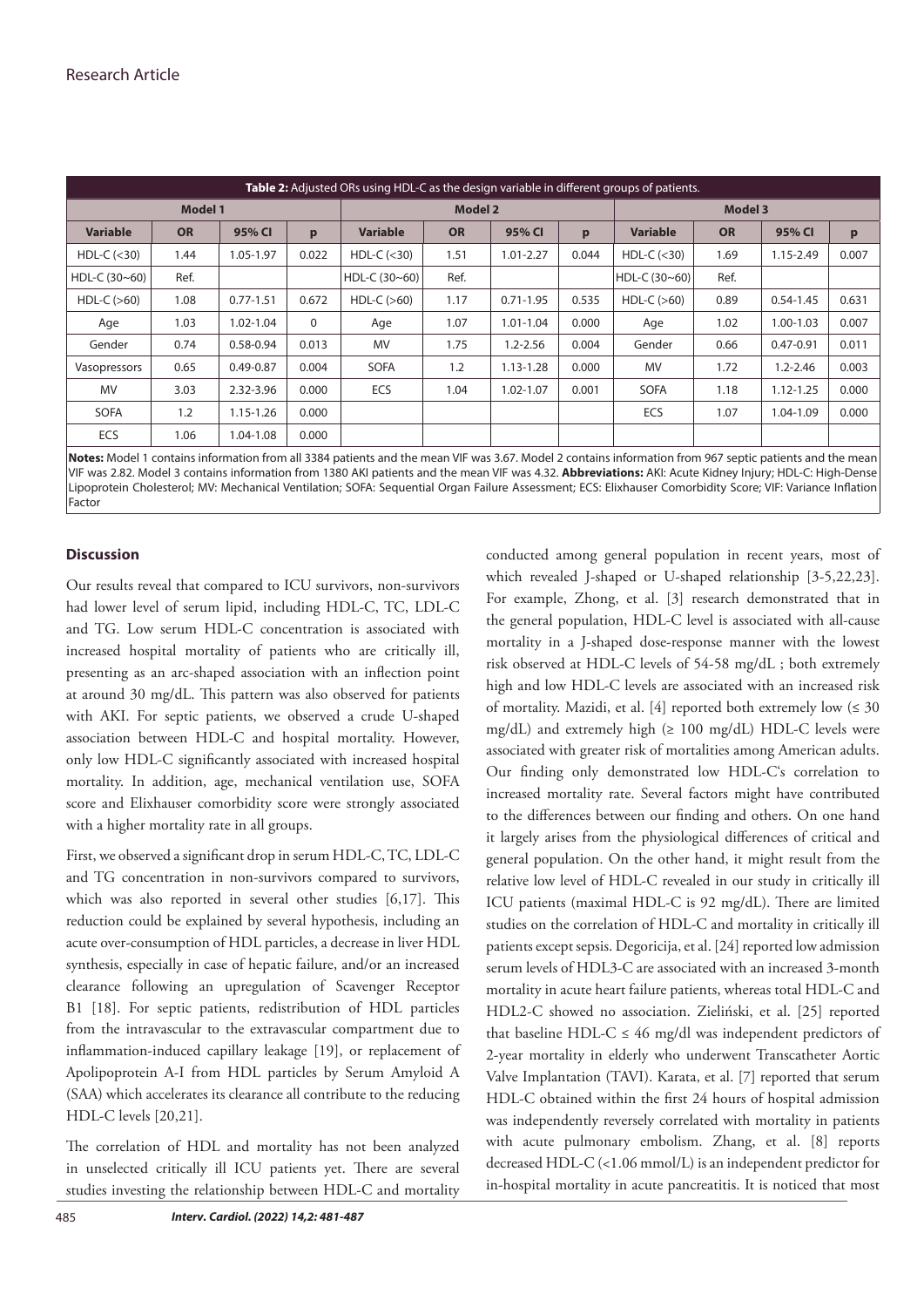**Table 2:** Adjusted ORs using HDL-C as the design variable in different groups of patients.

| Model 1 | | | | Model 2 | | | | Model 3 | | | |
|---|---|---|---|---|---|---|---|---|---|---|---|
| **Variable** | **OR** | **95% CI** | **p** | **Variable** | **OR** | **95% CI** | **p** | **Variable** | **OR** | **95% CI** | **p** |
| HDL-C (<30) | 1.44 | 1.05-1.97 | 0.022 | HDL-C (<30) | 1.51 | 1.01-2.27 | 0.044 | HDL-C (<30) | 1.69 | 1.15-2.49 | 0.007 |
| HDL-C (30~60) | Ref. | | | HDL-C (30~60) | Ref. | | | HDL-C (30~60) | Ref. | | |
| HDL-C (>60) | 1.08 | 0.77-1.51 | 0.672 | HDL-C (>60) | 1.17 | 0.71-1.95 | 0.535 | HDL-C (>60) | 0.89 | 0.54-1.45 | 0.631 |
| Age | 1.03 | 1.02-1.04 | 0 | Age | 1.07 | 1.01-1.04 | 0.000 | Age | 1.02 | 1.00-1.03 | 0.007 |
| Gender | 0.74 | 0.58-0.94 | 0.013 | MV | 1.75 | 1.2-2.56 | 0.004 | Gender | 0.66 | 0.47-0.91 | 0.011 |
| Vasopressors | 0.65 | 0.49-0.87 | 0.004 | SOFA | 1.2 | 1.13-1.28 | 0.000 | MV | 1.72 | 1.2-2.46 | 0.003 |
| MV | 3.03 | 2.32-3.96 | 0.000 | ECS | 1.04 | 1.02-1.07 | 0.001 | SOFA | 1.18 | 1.12-1.25 | 0.000 |
| SOFA | 1.2 | 1.15-1.26 | 0.000 | | | | | ECS | 1.07 | 1.04-1.09 | 0.000 |
| ECS | 1.06 | 1.04-1.08 | 0.000 | | | | | | | | |

**Notes:** Model 1 contains information from all 3384 patients and the mean VIF was 3.67. Model 2 contains information from 967 septic patients and the mean VIF was 2.82. Model 3 contains information from 1380 AKI patients and the mean VIF was 4.32. **Abbreviations:** AKI: Acute Kidney Injury; HDL-C: High-Dense Lipoprotein Cholesterol; MV: Mechanical Ventilation; SOFA: Sequential Organ Failure Assessment; ECS: Elixhauser Comorbidity Score; VIF: Variance Inflation Factor

## Discussion

Our results reveal that compared to ICU survivors, non-survivors had lower level of serum lipid, including HDL-C, TC, LDL-C and TG. Low serum HDL-C concentration is associated with increased hospital mortality of patients who are critically ill, presenting as an arc-shaped association with an inflection point at around 30 mg/dL. This pattern was also observed for patients with AKI. For septic patients, we observed a crude U-shaped association between HDL-C and hospital mortality. However, only low HDL-C significantly associated with increased hospital mortality. In addition, age, mechanical ventilation use, SOFA score and Elixhauser comorbidity score were strongly associated with a higher mortality rate in all groups.

First, we observed a significant drop in serum HDL-C, TC, LDL-C and TG concentration in non-survivors compared to survivors, which was also reported in several other studies [6,17]. This reduction could be explained by several hypothesis, including an acute over-consumption of HDL particles, a decrease in liver HDL synthesis, especially in case of hepatic failure, and/or an increased clearance following an upregulation of Scavenger Receptor B1 [18]. For septic patients, redistribution of HDL particles from the intravascular to the extravascular compartment due to inflammation-induced capillary leakage [19], or replacement of Apolipoprotein A-I from HDL particles by Serum Amyloid A (SAA) which accelerates its clearance all contribute to the reducing HDL-C levels [20,21].

The correlation of HDL and mortality has not been analyzed in unselected critically ill ICU patients yet. There are several studies investing the relationship between HDL-C and mortality conducted among general population in recent years, most of which revealed J-shaped or U-shaped relationship [3-5,22,23]. For example, Zhong, et al. [3] research demonstrated that in the general population, HDL-C level is associated with all-cause mortality in a J-shaped dose-response manner with the lowest risk observed at HDL-C levels of 54-58 mg/dL ; both extremely high and low HDL-C levels are associated with an increased risk of mortality. Mazidi, et al. [4] reported both extremely low (≤ 30 mg/dL) and extremely high (≥ 100 mg/dL) HDL-C levels were associated with greater risk of mortalities among American adults. Our finding only demonstrated low HDL-C's correlation to increased mortality rate. Several factors might have contributed to the differences between our finding and others. On one hand it largely arises from the physiological differences of critical and general population. On the other hand, it might result from the relative low level of HDL-C revealed in our study in critically ill ICU patients (maximal HDL-C is 92 mg/dL). There are limited studies on the correlation of HDL-C and mortality in critically ill patients except sepsis. Degoricija, et al. [24] reported low admission serum levels of HDL3-C are associated with an increased 3-month mortality in acute heart failure patients, whereas total HDL-C and HDL2-C showed no association. Zieliński, et al. [25] reported that baseline HDL-C ≤ 46 mg/dl was independent predictors of 2-year mortality in elderly who underwent Transcatheter Aortic Valve Implantation (TAVI). Karata, et al. [7] reported that serum HDL-C obtained within the first 24 hours of hospital admission was independently reversely correlated with mortality in patients with acute pulmonary embolism. Zhang, et al. [8] reports decreased HDL-C (<1.06 mmol/L) is an independent predictor for in-hospital mortality in acute pancreatitis. It is noticed that most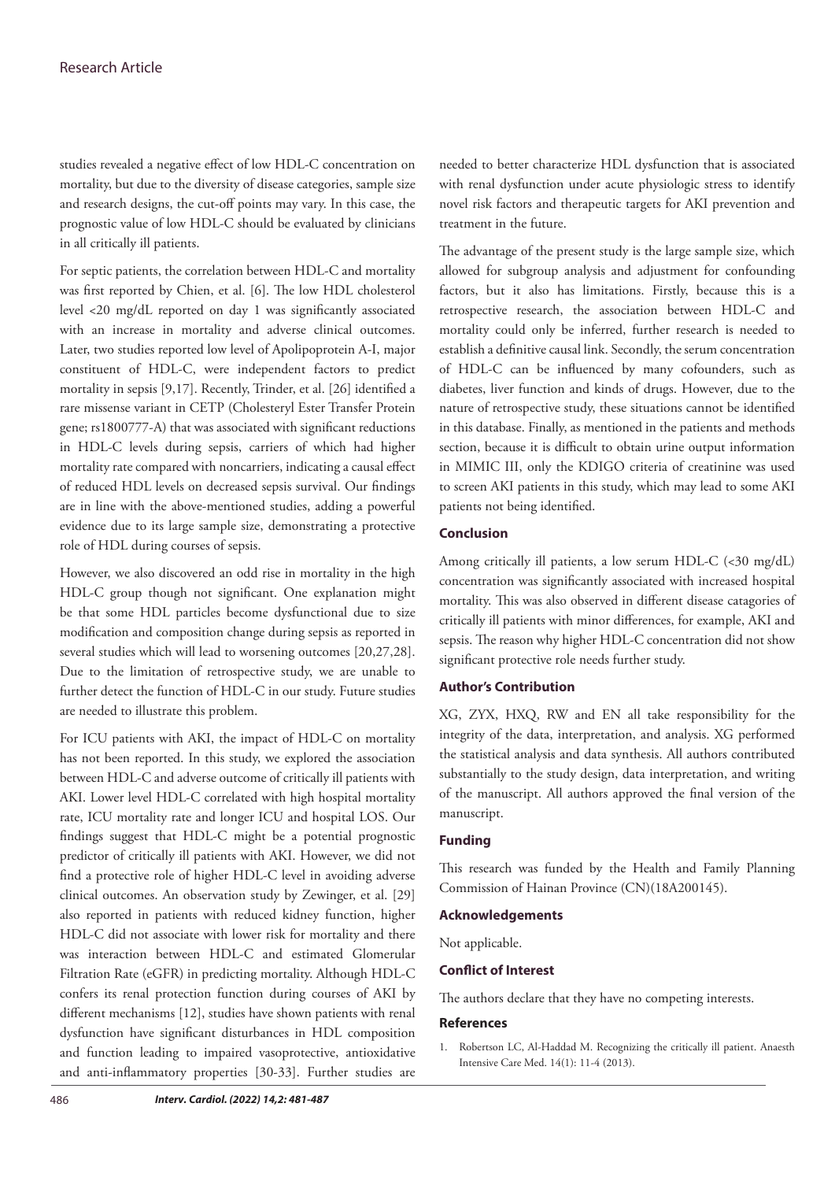studies revealed a negative effect of low HDL-C concentration on mortality, but due to the diversity of disease categories, sample size and research designs, the cut-off points may vary. In this case, the prognostic value of low HDL-C should be evaluated by clinicians in all critically ill patients.

For septic patients, the correlation between HDL-C and mortality was first reported by Chien, et al. [6]. The low HDL cholesterol level <20 mg/dL reported on day 1 was significantly associated with an increase in mortality and adverse clinical outcomes. Later, two studies reported low level of Apolipoprotein A-I, major constituent of HDL-C, were independent factors to predict mortality in sepsis [9,17]. Recently, Trinder, et al. [26] identified a rare missense variant in CETP (Cholesteryl Ester Transfer Protein gene; rs1800777-A) that was associated with significant reductions in HDL-C levels during sepsis, carriers of which had higher mortality rate compared with noncarriers, indicating a causal effect of reduced HDL levels on decreased sepsis survival. Our findings are in line with the above-mentioned studies, adding a powerful evidence due to its large sample size, demonstrating a protective role of HDL during courses of sepsis.

However, we also discovered an odd rise in mortality in the high HDL-C group though not significant. One explanation might be that some HDL particles become dysfunctional due to size modification and composition change during sepsis as reported in several studies which will lead to worsening outcomes [20,27,28]. Due to the limitation of retrospective study, we are unable to further detect the function of HDL-C in our study. Future studies are needed to illustrate this problem.

For ICU patients with AKI, the impact of HDL-C on mortality has not been reported. In this study, we explored the association between HDL-C and adverse outcome of critically ill patients with AKI. Lower level HDL-C correlated with high hospital mortality rate, ICU mortality rate and longer ICU and hospital LOS. Our findings suggest that HDL-C might be a potential prognostic predictor of critically ill patients with AKI. However, we did not find a protective role of higher HDL-C level in avoiding adverse clinical outcomes. An observation study by Zewinger, et al. [29] also reported in patients with reduced kidney function, higher HDL-C did not associate with lower risk for mortality and there was interaction between HDL-C and estimated Glomerular Filtration Rate (eGFR) in predicting mortality. Although HDL-C confers its renal protection function during courses of AKI by different mechanisms [12], studies have shown patients with renal dysfunction have significant disturbances in HDL composition and function leading to impaired vasoprotective, antioxidative and anti-inflammatory properties [30-33]. Further studies are needed to better characterize HDL dysfunction that is associated with renal dysfunction under acute physiologic stress to identify novel risk factors and therapeutic targets for AKI prevention and treatment in the future.

The advantage of the present study is the large sample size, which allowed for subgroup analysis and adjustment for confounding factors, but it also has limitations. Firstly, because this is a retrospective research, the association between HDL-C and mortality could only be inferred, further research is needed to establish a definitive causal link. Secondly, the serum concentration of HDL-C can be influenced by many cofounders, such as diabetes, liver function and kinds of drugs. However, due to the nature of retrospective study, these situations cannot be identified in this database. Finally, as mentioned in the patients and methods section, because it is difficult to obtain urine output information in MIMIC III, only the KDIGO criteria of creatinine was used to screen AKI patients in this study, which may lead to some AKI patients not being identified.

## Conclusion

Among critically ill patients, a low serum HDL-C (<30 mg/dL) concentration was significantly associated with increased hospital mortality. This was also observed in different disease catagories of critically ill patients with minor differences, for example, AKI and sepsis. The reason why higher HDL-C concentration did not show significant protective role needs further study.

## Author's Contribution

XG, ZYX, HXQ, RW and EN all take responsibility for the integrity of the data, interpretation, and analysis. XG performed the statistical analysis and data synthesis. All authors contributed substantially to the study design, data interpretation, and writing of the manuscript. All authors approved the final version of the manuscript.

## Funding

This research was funded by the Health and Family Planning Commission of Hainan Province (CN)(18A200145).

## Acknowledgements

Not applicable.

## Conflict of Interest

The authors declare that they have no competing interests.

## References

1. Robertson LC, Al-Haddad M. Recognizing the critically ill patient. Anaesth Intensive Care Med. 14(1): 11-4 (2013).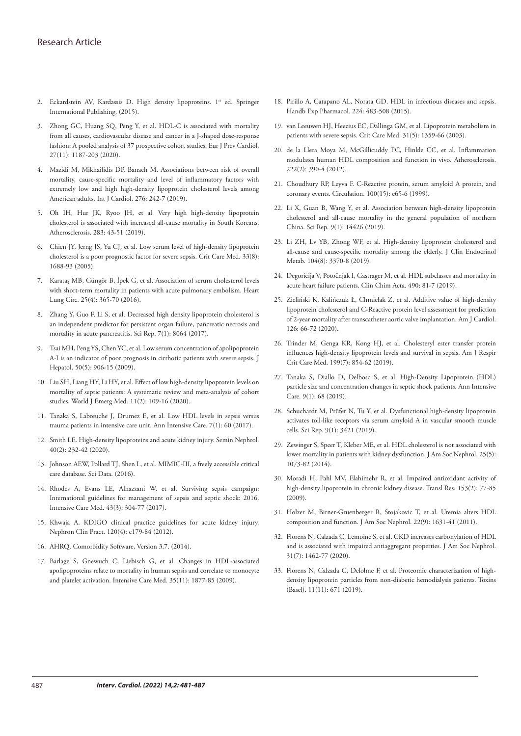2. Eckardstein AV, Kardassis D. High density lipoproteins. 1st ed. Springer International Publishing. (2015).

3. Zhong GC, Huang SQ, Peng Y, et al. HDL-C is associated with mortality from all causes, cardiovascular disease and cancer in a J-shaped dose-response fashion: A pooled analysis of 37 prospective cohort studies. Eur J Prev Cardiol. 27(11): 1187-203 (2020).

4. Mazidi M, Mikhailidis DP, Banach M. Associations between risk of overall mortality, cause-specific mortality and level of inflammatory factors with extremely low and high high-density lipoprotein cholesterol levels among American adults. Int J Cardiol. 276: 242-7 (2019).

5. Oh IH, Hur JK, Ryoo JH, et al. Very high high-density lipoprotein cholesterol is associated with increased all-cause mortality in South Koreans. Atherosclerosis. 283: 43-51 (2019).

6. Chien JY, Jerng JS, Yu CJ, et al. Low serum level of high-density lipoprotein cholesterol is a poor prognostic factor for severe sepsis. Crit Care Med. 33(8): 1688-93 (2005).

7. Karataş MB, Güngör B, İpek G, et al. Association of serum cholesterol levels with short-term mortality in patients with acute pulmonary embolism. Heart Lung Circ. 25(4): 365-70 (2016).

8. Zhang Y, Guo F, Li S, et al. Decreased high density lipoprotein cholesterol is an independent predictor for persistent organ failure, pancreatic necrosis and mortality in acute pancreatitis. Sci Rep. 7(1): 8064 (2017).

9. Tsai MH, Peng YS, Chen YC, et al. Low serum concentration of apolipoprotein A-I is an indicator of poor prognosis in cirrhotic patients with severe sepsis. J Hepatol. 50(5): 906-15 (2009).

10. Liu SH, Liang HY, Li HY, et al. Effect of low high-density lipoprotein levels on mortality of septic patients: A systematic review and meta-analysis of cohort studies. World J Emerg Med. 11(2): 109-16 (2020).

11. Tanaka S, Labreuche J, Drumez E, et al. Low HDL levels in sepsis versus trauma patients in intensive care unit. Ann Intensive Care. 7(1): 60 (2017).

12. Smith LE. High-density lipoproteins and acute kidney injury. Semin Nephrol. 40(2): 232-42 (2020).

13. Johnson AEW, Pollard TJ, Shen L, et al. MIMIC-III, a freely accessible critical care database. Sci Data. (2016).

14. Rhodes A, Evans LE, Alhazzani W, et al. Surviving sepsis campaign: International guidelines for management of sepsis and septic shock: 2016. Intensive Care Med. 43(3): 304-77 (2017).

15. Khwaja A. KDIGO clinical practice guidelines for acute kidney injury. Nephron Clin Pract. 120(4): c179-84 (2012).

16. AHRQ. Comorbidity Software, Version 3.7. (2014).

17. Barlage S, Gnewuch C, Liebisch G, et al. Changes in HDL-associated apolipoproteins relate to mortality in human sepsis and correlate to monocyte and platelet activation. Intensive Care Med. 35(11): 1877-85 (2009).

18. Pirillo A, Catapano AL, Norata GD. HDL in infectious diseases and sepsis. Handb Exp Pharmacol. 224: 483-508 (2015).

19. van Leeuwen HJ, Heezius EC, Dallinga GM, et al. Lipoprotein metabolism in patients with severe sepsis. Crit Care Med. 31(5): 1359-66 (2003).

20. de la Llera Moya M, McGillicuddy FC, Hinkle CC, et al. Inflammation modulates human HDL composition and function in vivo. Atherosclerosis. 222(2): 390-4 (2012).

21. Choudhury RP, Leyva F. C-Reactive protein, serum amyloid A protein, and coronary events. Circulation. 100(15): e65-6 (1999).

22. Li X, Guan B, Wang Y, et al. Association between high-density lipoprotein cholesterol and all-cause mortality in the general population of northern China. Sci Rep. 9(1): 14426 (2019).

23. Li ZH, Lv YB, Zhong WF, et al. High-density lipoprotein cholesterol and all-cause and cause-specific mortality among the elderly. J Clin Endocrinol Metab. 104(8): 3370-8 (2019).

24. Degoricija V, Potočnjak I, Gastrager M, et al. HDL subclasses and mortality in acute heart failure patients. Clin Chim Acta. 490: 81-7 (2019).

25. Zieliński K, Kalińczuk Ł, Chmielak Z, et al. Additive value of high-density lipoprotein cholesterol and C-Reactive protein level assessment for prediction of 2-year mortality after transcatheter aortic valve implantation. Am J Cardiol. 126: 66-72 (2020).

26. Trinder M, Genga KR, Kong HJ, et al. Cholesteryl ester transfer protein influences high-density lipoprotein levels and survival in sepsis. Am J Respir Crit Care Med. 199(7): 854-62 (2019).

27. Tanaka S, Diallo D, Delbosc S, et al. High-Density Lipoprotein (HDL) particle size and concentration changes in septic shock patients. Ann Intensive Care. 9(1): 68 (2019).

28. Schuchardt M, Prüfer N, Tu Y, et al. Dysfunctional high-density lipoprotein activates toll-like receptors via serum amyloid A in vascular smooth muscle cells. Sci Rep. 9(1): 3421 (2019).

29. Zewinger S, Speer T, Kleber ME, et al. HDL cholesterol is not associated with lower mortality in patients with kidney dysfunction. J Am Soc Nephrol. 25(5): 1073-82 (2014).

30. Moradi H, Pahl MV, Elahimehr R, et al. Impaired antioxidant activity of high-density lipoprotein in chronic kidney disease. Transl Res. 153(2): 77-85 (2009).

31. Holzer M, Birner-Gruenberger R, Stojakovic T, et al. Uremia alters HDL composition and function. J Am Soc Nephrol. 22(9): 1631-41 (2011).

32. Florens N, Calzada C, Lemoine S, et al. CKD increases carbonylation of HDL and is associated with impaired antiaggregant properties. J Am Soc Nephrol. 31(7): 1462-77 (2020).

33. Florens N, Calzada C, Delolme F, et al. Proteomic characterization of high-density lipoprotein particles from non-diabetic hemodialysis patients. Toxins (Basel). 11(11): 671 (2019).